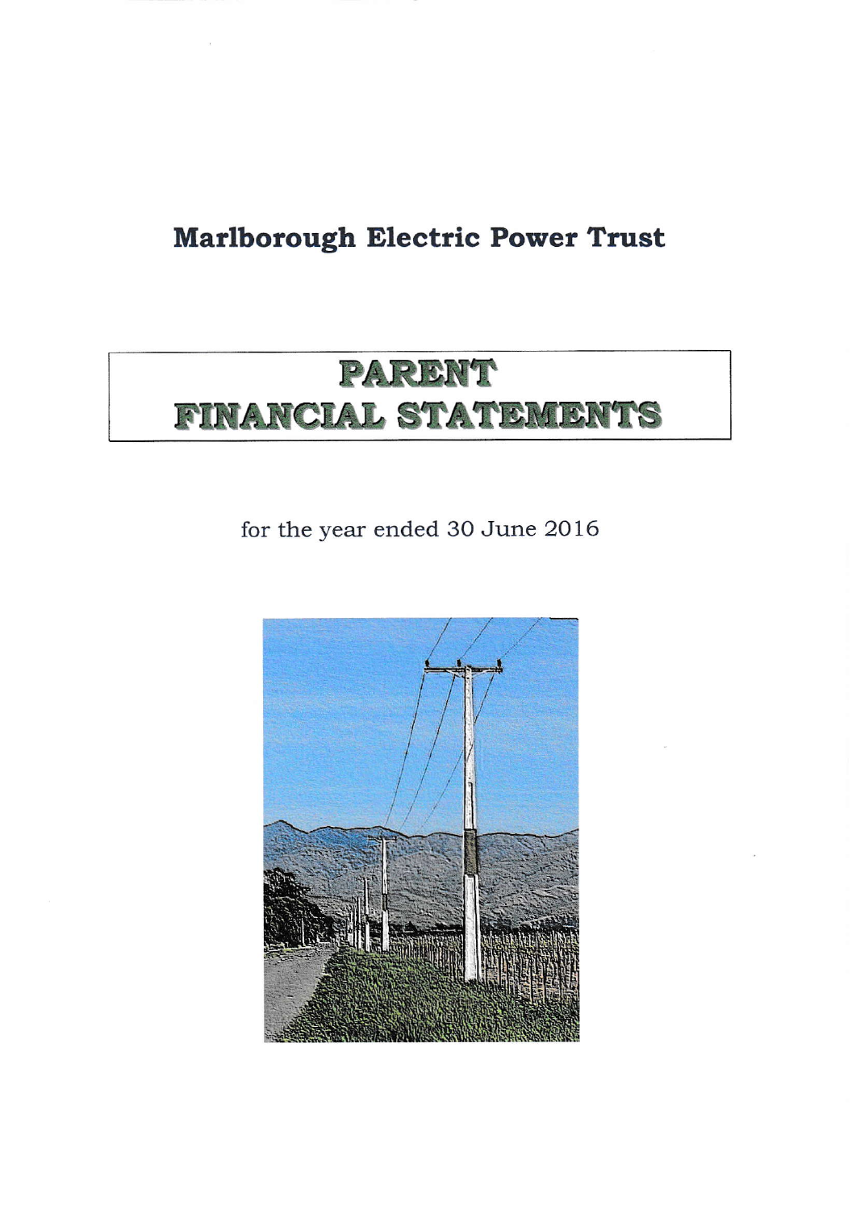# Marlborough Electric Power Trust

## PARENT FINANCIAL STATEMENTS

for the year ended 30 June 2016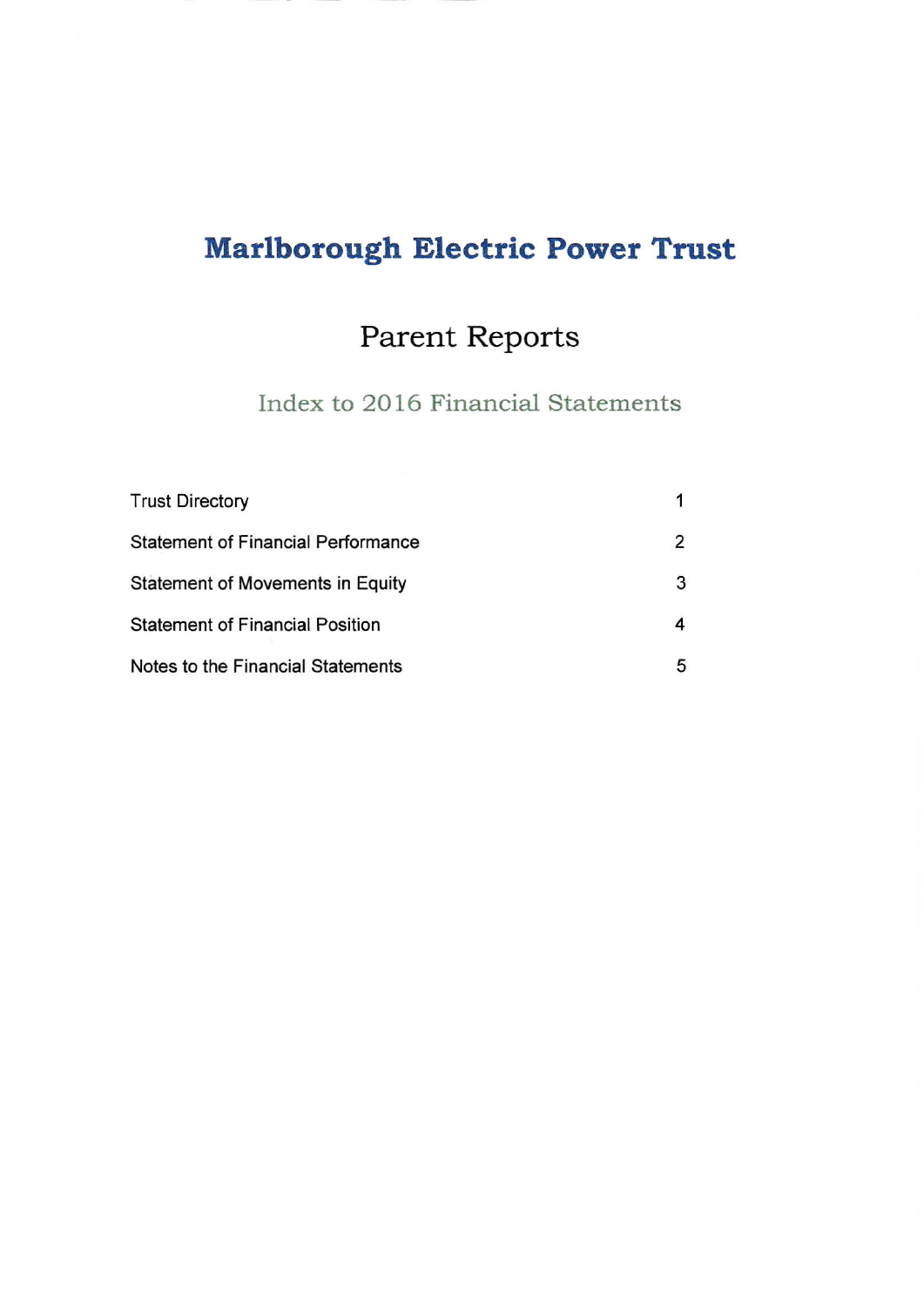# Marlborough Electric Power Trust

## Parent Reports

### Index to 2016 Financial Statements

| | |
|---|---|
| Trust Directory | 1 |
| Statement of Financial Performance | 2 |
| Statement of Movements in Equity | 3 |
| Statement of Financial Position | 4 |
| Notes to the Financial Statements | 5 |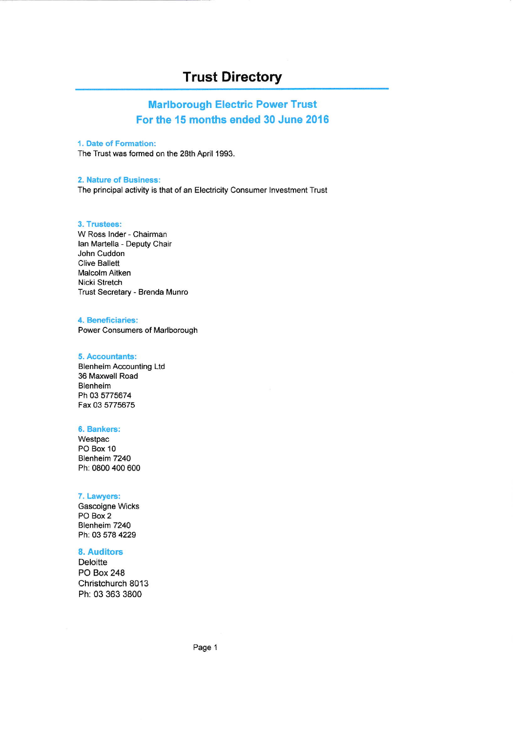# Trust Directory

## Marlborough Electric Power Trust
## For the 15 months ended 30 June 2016

### 1. Date of Formation:

The Trust was formed on the 28th April 1993.

### 2. Nature of Business:

The principal activity is that of an Electricity Consumer Investment Trust

### 3. Trustees:

W Ross Inder - Chairman
Ian Martella - Deputy Chair
John Cuddon
Clive Ballett
Malcolm Aitken
Nicki Stretch
Trust Secretary - Brenda Munro

### 4. Beneficiaries:

Power Consumers of Marlborough

### 5. Accountants:

Blenheim Accounting Ltd
36 Maxwell Road
Blenheim
Ph 03 5775674
Fax 03 5775675

### 6. Bankers:

Westpac
PO Box 10
Blenheim 7240
Ph: 0800 400 600

### 7. Lawyers:

Gascoigne Wicks
PO Box 2
Blenheim 7240
Ph: 03 578 4229

### 8. Auditors

Deloitte
PO Box 248
Christchurch 8013
Ph: 03 363 3800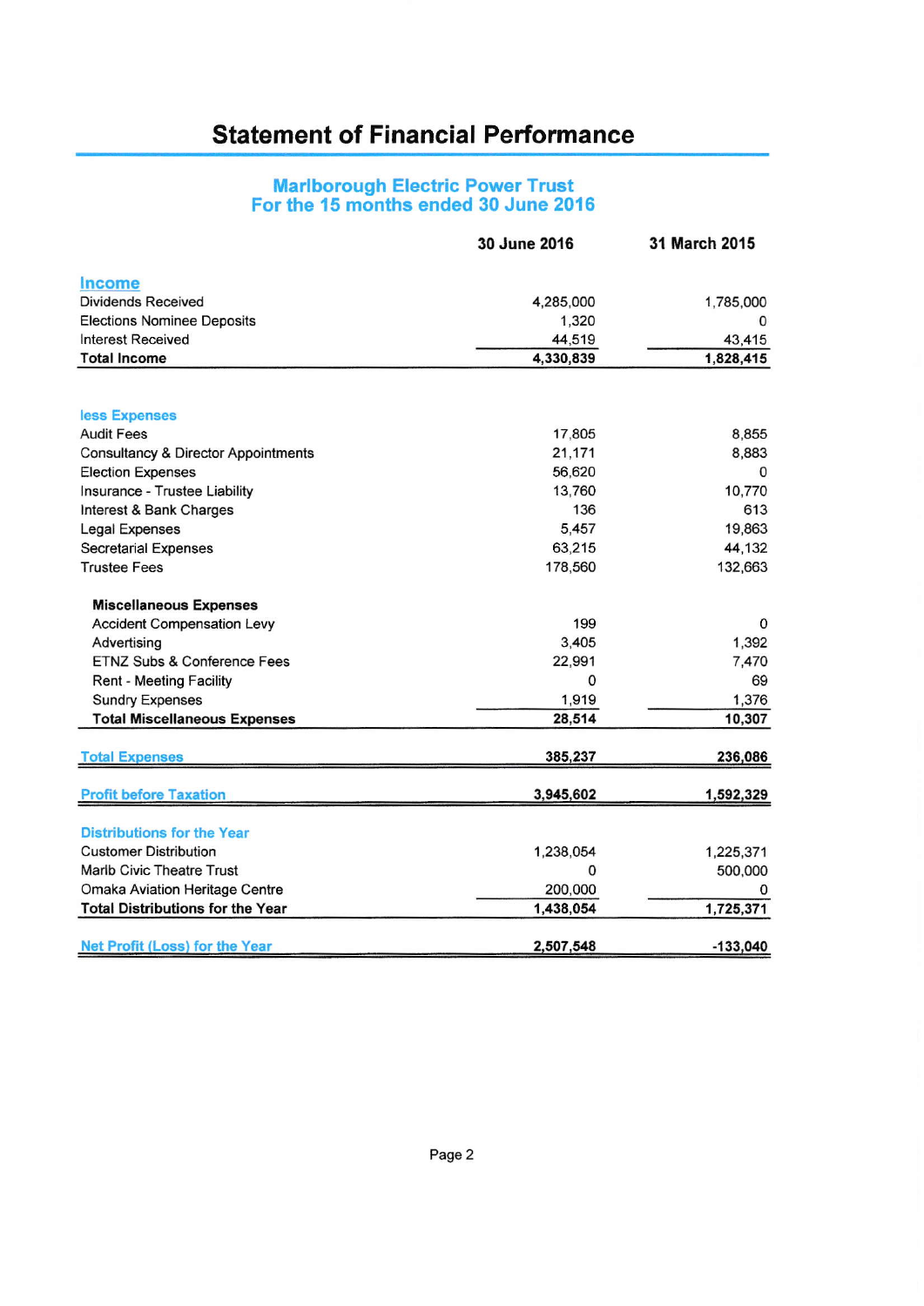# Statement of Financial Performance

## Marlborough Electric Power Trust
## For the 15 months ended 30 June 2016

| | 30 June 2016 | 31 March 2015 |
|---|---|---|
| **Income** | | |
| Dividends Received | 4,285,000 | 1,785,000 |
| Elections Nominee Deposits | 1,320 | 0 |
| Interest Received | 44,519 | 43,415 |
| **Total Income** | **4,330,839** | **1,828,415** |
| | | |
| **less Expenses** | | |
| Audit Fees | 17,805 | 8,855 |
| Consultancy & Director Appointments | 21,171 | 8,883 |
| Election Expenses | 56,620 | 0 |
| Insurance - Trustee Liability | 13,760 | 10,770 |
| Interest & Bank Charges | 136 | 613 |
| Legal Expenses | 5,457 | 19,863 |
| Secretarial Expenses | 63,215 | 44,132 |
| Trustee Fees | 178,560 | 132,663 |
| | | |
| **Miscellaneous Expenses** | | |
| Accident Compensation Levy | 199 | 0 |
| Advertising | 3,405 | 1,392 |
| ETNZ Subs & Conference Fees | 22,991 | 7,470 |
| Rent - Meeting Facility | 0 | 69 |
| Sundry Expenses | 1,919 | 1,376 |
| **Total Miscellaneous Expenses** | **28,514** | **10,307** |
| | | |
| **Total Expenses** | **385,237** | **236,086** |
| | | |
| **Profit before Taxation** | **3,945,602** | **1,592,329** |
| | | |
| **Distributions for the Year** | | |
| Customer Distribution | 1,238,054 | 1,225,371 |
| Marlb Civic Theatre Trust | 0 | 500,000 |
| Omaka Aviation Heritage Centre | 200,000 | 0 |
| **Total Distributions for the Year** | **1,438,054** | **1,725,371** |
| | | |
| **Net Profit (Loss) for the Year** | **2,507,548** | **-133,040** |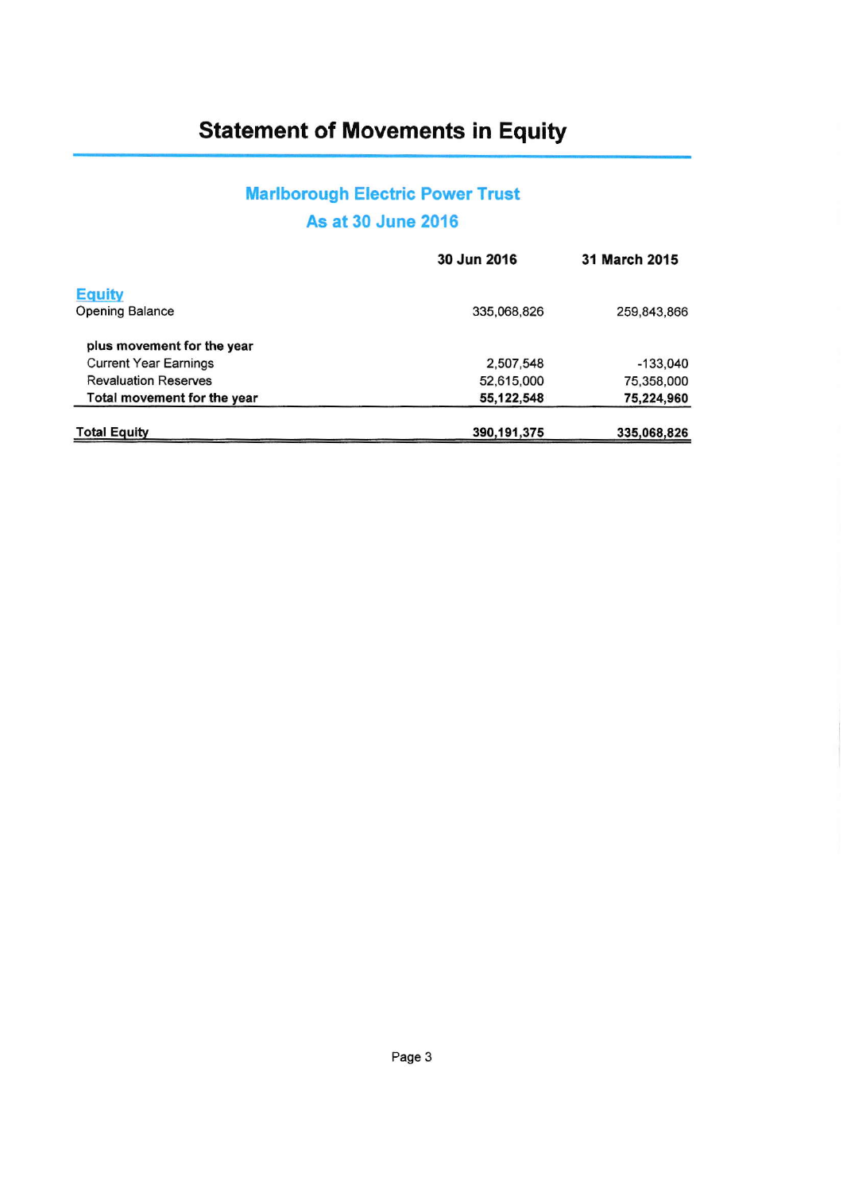# Statement of Movements in Equity

## Marlborough Electric Power Trust

### As at 30 June 2016

| | 30 Jun 2016 | 31 March 2015 |
|---|---|---|
| **Equity** | | |
| Opening Balance | 335,068,826 | 259,843,866 |
| **plus movement for the year** | | |
| Current Year Earnings | 2,507,548 | -133,040 |
| Revaluation Reserves | 52,615,000 | 75,358,000 |
| **Total movement for the year** | **55,122,548** | **75,224,960** |
| **Total Equity** | **390,191,375** | **335,068,826** |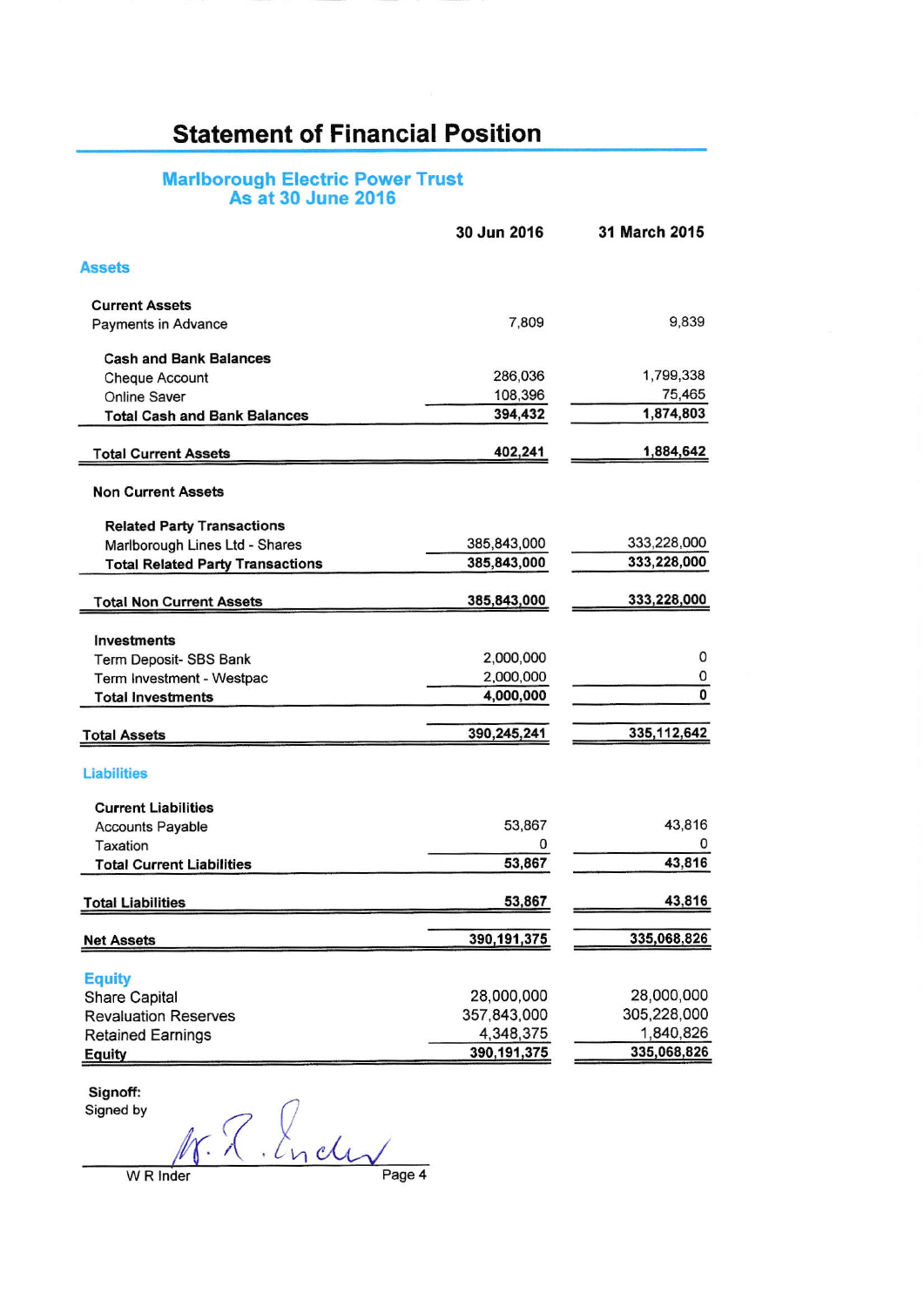# Statement of Financial Position

## Marlborough Electric Power Trust
### As at 30 June 2016

| | 30 Jun 2016 | 31 March 2015 |
|---|---|---|
| **Assets** | | |
| **Current Assets** | | |
| Payments in Advance | 7,809 | 9,839 |
| **Cash and Bank Balances** | | |
| Cheque Account | 286,036 | 1,799,338 |
| Online Saver | 108,396 | 75,465 |
| **Total Cash and Bank Balances** | **394,432** | **1,874,803** |
| **Total Current Assets** | **402,241** | **1,884,642** |
| **Non Current Assets** | | |
| **Related Party Transactions** | | |
| Marlborough Lines Ltd - Shares | 385,843,000 | 333,228,000 |
| **Total Related Party Transactions** | **385,843,000** | **333,228,000** |
| **Total Non Current Assets** | **385,843,000** | **333,228,000** |
| **Investments** | | |
| Term Deposit- SBS Bank | 2,000,000 | 0 |
| Term Investment - Westpac | 2,000,000 | 0 |
| **Total Investments** | **4,000,000** | **0** |
| **Total Assets** | **390,245,241** | **335,112,642** |
| **Liabilities** | | |
| **Current Liabilities** | | |
| Accounts Payable | 53,867 | 43,816 |
| Taxation | 0 | 0 |
| **Total Current Liabilities** | **53,867** | **43,816** |
| **Total Liabilities** | **53,867** | **43,816** |
| **Net Assets** | **390,191,375** | **335,068,826** |
| **Equity** | | |
| Share Capital | 28,000,000 | 28,000,000 |
| Revaluation Reserves | 357,843,000 | 305,228,000 |
| Retained Earnings | 4,348,375 | 1,840,826 |
| **Equity** | **390,191,375** | **335,068,826** |

**Signoff:**
Signed by

W R Inder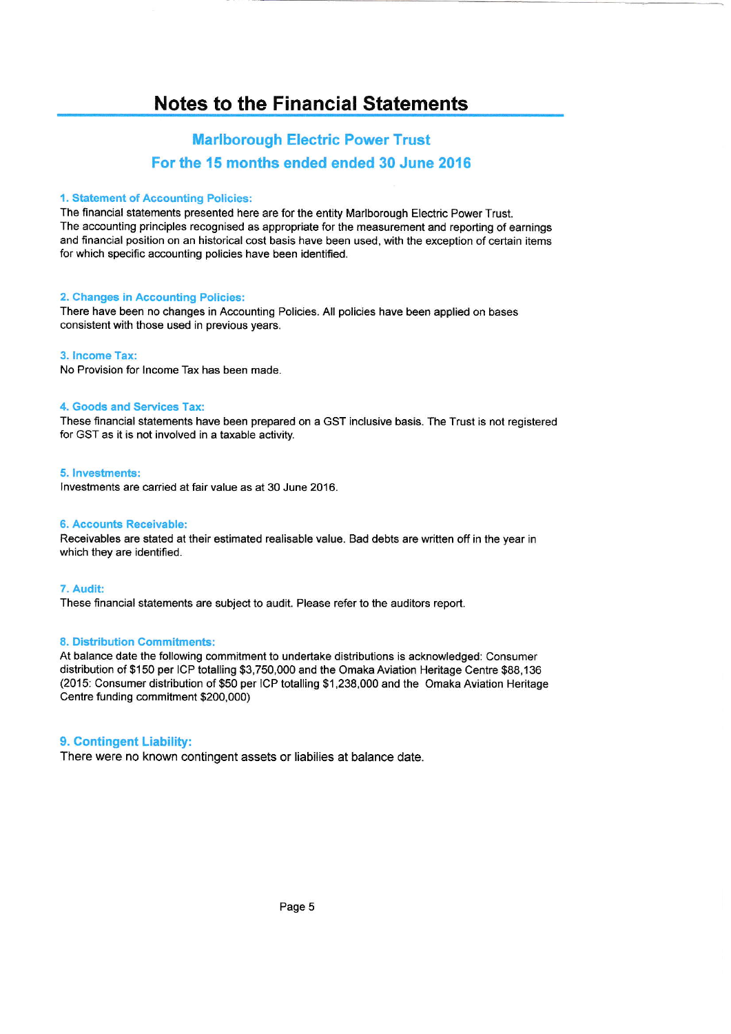# Notes to the Financial Statements

## Marlborough Electric Power Trust

## For the 15 months ended ended 30 June 2016

### 1. Statement of Accounting Policies:

The financial statements presented here are for the entity Marlborough Electric Power Trust.
The accounting principles recognised as appropriate for the measurement and reporting of earnings and financial position on an historical cost basis have been used, with the exception of certain items for which specific accounting policies have been identified.

### 2. Changes in Accounting Policies:

There have been no changes in Accounting Policies. All policies have been applied on bases consistent with those used in previous years.

### 3. Income Tax:

No Provision for Income Tax has been made.

### 4. Goods and Services Tax:

These financial statements have been prepared on a GST inclusive basis. The Trust is not registered for GST as it is not involved in a taxable activity.

### 5. Investments:

Investments are carried at fair value as at 30 June 2016.

### 6. Accounts Receivable:

Receivables are stated at their estimated realisable value. Bad debts are written off in the year in which they are identified.

### 7. Audit:

These financial statements are subject to audit. Please refer to the auditors report.

### 8. Distribution Commitments:

At balance date the following commitment to undertake distributions is acknowledged: Consumer distribution of $150 per ICP totalling $3,750,000 and the Omaka Aviation Heritage Centre $88,136 (2015: Consumer distribution of $50 per ICP totalling $1,238,000 and the Omaka Aviation Heritage Centre funding commitment $200,000)

### 9. Contingent Liability:

There were no known contingent assets or liabilies at balance date.